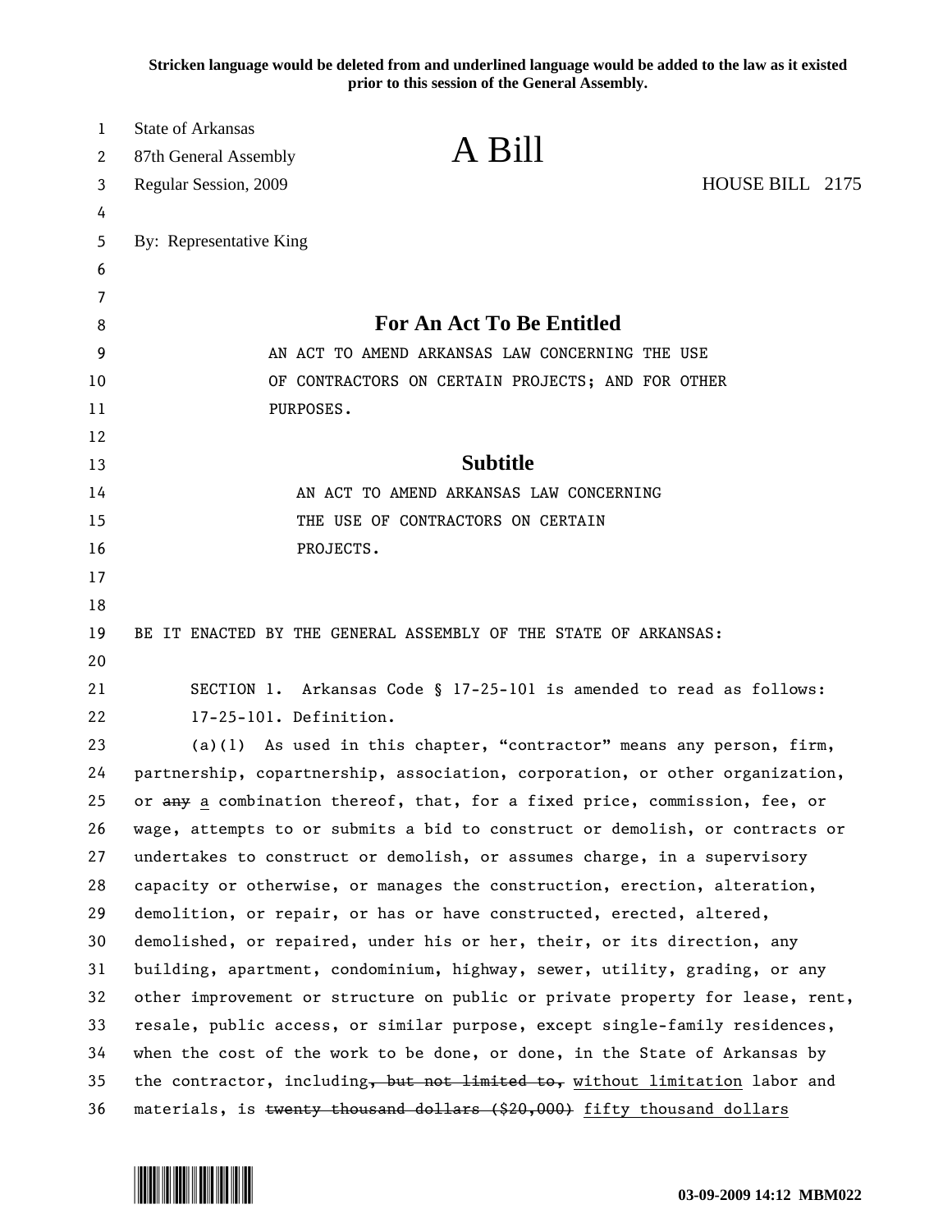**Stricken language would be deleted from and underlined language would be added to the law as it existed prior to this session of the General Assembly.**

State of Arkansas
87th General Assembly
Regular Session, 2009

# A Bill

HOUSE BILL 2175

By: Representative King

## For An Act To Be Entitled

AN ACT TO AMEND ARKANSAS LAW CONCERNING THE USE OF CONTRACTORS ON CERTAIN PROJECTS; AND FOR OTHER PURPOSES.

## Subtitle

AN ACT TO AMEND ARKANSAS LAW CONCERNING THE USE OF CONTRACTORS ON CERTAIN PROJECTS.

BE IT ENACTED BY THE GENERAL ASSEMBLY OF THE STATE OF ARKANSAS:

SECTION 1. Arkansas Code § 17-25-101 is amended to read as follows:

17-25-101. Definition.

(a)(1) As used in this chapter, "contractor" means any person, firm, partnership, copartnership, association, corporation, or other organization, or ~~any~~ <u>a</u> combination thereof, that, for a fixed price, commission, fee, or wage, attempts to or submits a bid to construct or demolish, or contracts or undertakes to construct or demolish, or assumes charge, in a supervisory capacity or otherwise, or manages the construction, erection, alteration, demolition, or repair, or has or have constructed, erected, altered, demolished, or repaired, under his or her, their, or its direction, any building, apartment, condominium, highway, sewer, utility, grading, or any other improvement or structure on public or private property for lease, rent, resale, public access, or similar purpose, except single-family residences, when the cost of the work to be done, or done, in the State of Arkansas by the contractor, including~~, but not limited to,~~ <u>without limitation</u> labor and materials, is ~~twenty thousand dollars ($20,000)~~ <u>fifty thousand dollars</u>

03-09-2009 14:12 MBM022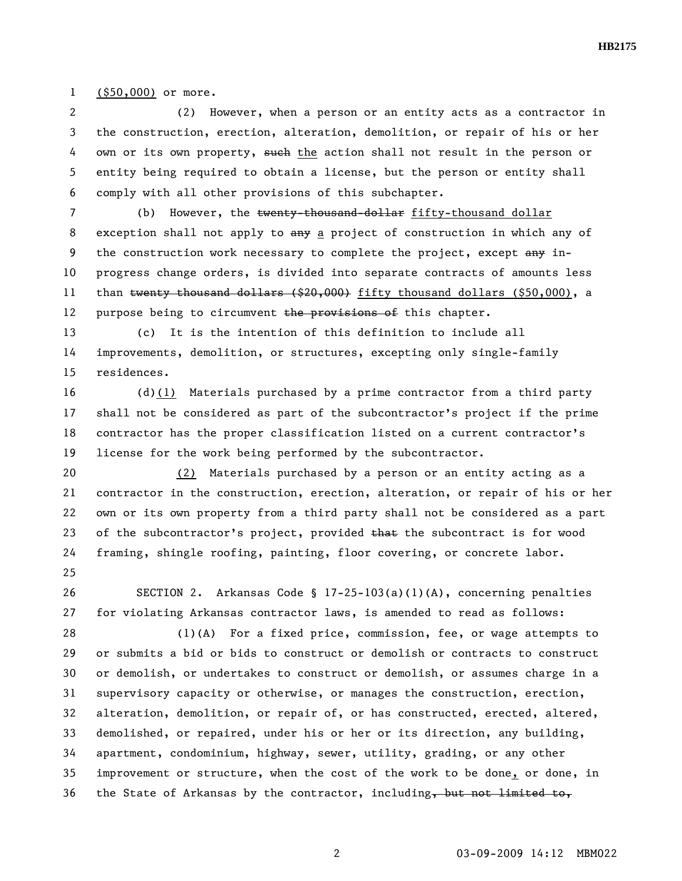($50,000) or more.

(2) However, when a person or an entity acts as a contractor in the construction, erection, alteration, demolition, or repair of his or her own or its own property, ~~such~~ the action shall not result in the person or entity being required to obtain a license, but the person or entity shall comply with all other provisions of this subchapter.

(b) However, the ~~twenty-thousand-dollar~~ fifty-thousand dollar exception shall not apply to ~~any~~ a project of construction in which any of the construction work necessary to complete the project, except ~~any~~ in-progress change orders, is divided into separate contracts of amounts less than ~~twenty thousand dollars ($20,000)~~ fifty thousand dollars ($50,000), a purpose being to circumvent ~~the provisions of~~ this chapter.

(c) It is the intention of this definition to include all improvements, demolition, or structures, excepting only single-family residences.

(d)(1) Materials purchased by a prime contractor from a third party shall not be considered as part of the subcontractor's project if the prime contractor has the proper classification listed on a current contractor's license for the work being performed by the subcontractor.

(2) Materials purchased by a person or an entity acting as a contractor in the construction, erection, alteration, or repair of his or her own or its own property from a third party shall not be considered as a part of the subcontractor's project, provided ~~that~~ the subcontract is for wood framing, shingle roofing, painting, floor covering, or concrete labor.

SECTION 2. Arkansas Code § 17-25-103(a)(1)(A), concerning penalties for violating Arkansas contractor laws, is amended to read as follows:

(1)(A) For a fixed price, commission, fee, or wage attempts to or submits a bid or bids to construct or demolish or contracts to construct or demolish, or undertakes to construct or demolish, or assumes charge in a supervisory capacity or otherwise, or manages the construction, erection, alteration, demolition, or repair of, or has constructed, erected, altered, demolished, or repaired, under his or her or its direction, any building, apartment, condominium, highway, sewer, utility, grading, or any other improvement or structure, when the cost of the work to be done, or done, in the State of Arkansas by the contractor, including~~, but not limited to,~~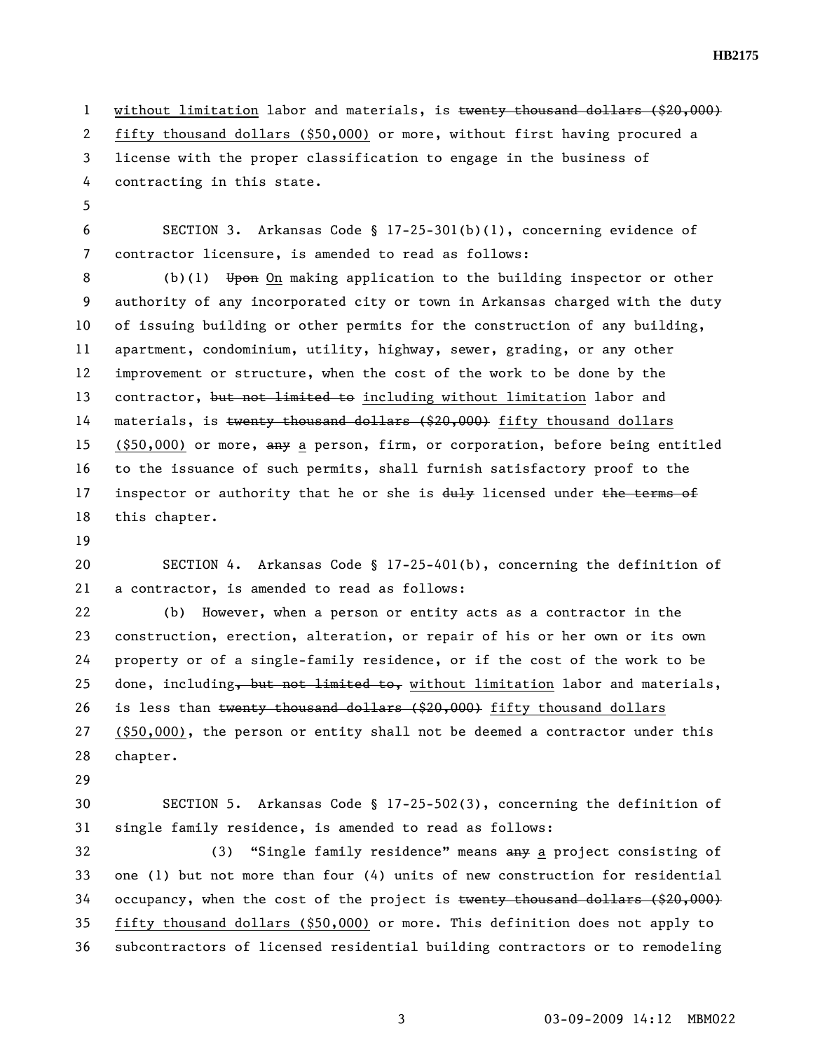without limitation labor and materials, is ~~twenty thousand dollars ($20,000)~~ fifty thousand dollars ($50,000) or more, without first having procured a license with the proper classification to engage in the business of contracting in this state.

SECTION 3. Arkansas Code § 17-25-301(b)(1), concerning evidence of contractor licensure, is amended to read as follows:

(b)(1) ~~Upon~~ On making application to the building inspector or other authority of any incorporated city or town in Arkansas charged with the duty of issuing building or other permits for the construction of any building, apartment, condominium, utility, highway, sewer, grading, or any other improvement or structure, when the cost of the work to be done by the contractor, ~~but not limited to~~ including without limitation labor and materials, is ~~twenty thousand dollars ($20,000)~~ fifty thousand dollars ($50,000) or more, ~~any~~ a person, firm, or corporation, before being entitled to the issuance of such permits, shall furnish satisfactory proof to the inspector or authority that he or she is ~~duly~~ licensed under ~~the terms of~~ this chapter.

SECTION 4. Arkansas Code § 17-25-401(b), concerning the definition of a contractor, is amended to read as follows:

(b) However, when a person or entity acts as a contractor in the construction, erection, alteration, or repair of his or her own or its own property or of a single-family residence, or if the cost of the work to be done, including~~, but not limited to,~~ without limitation labor and materials, is less than ~~twenty thousand dollars ($20,000)~~ fifty thousand dollars ($50,000), the person or entity shall not be deemed a contractor under this chapter.

SECTION 5. Arkansas Code § 17-25-502(3), concerning the definition of single family residence, is amended to read as follows:

(3) "Single family residence" means ~~any~~ a project consisting of one (1) but not more than four (4) units of new construction for residential occupancy, when the cost of the project is ~~twenty thousand dollars ($20,000)~~ fifty thousand dollars ($50,000) or more. This definition does not apply to subcontractors of licensed residential building contractors or to remodeling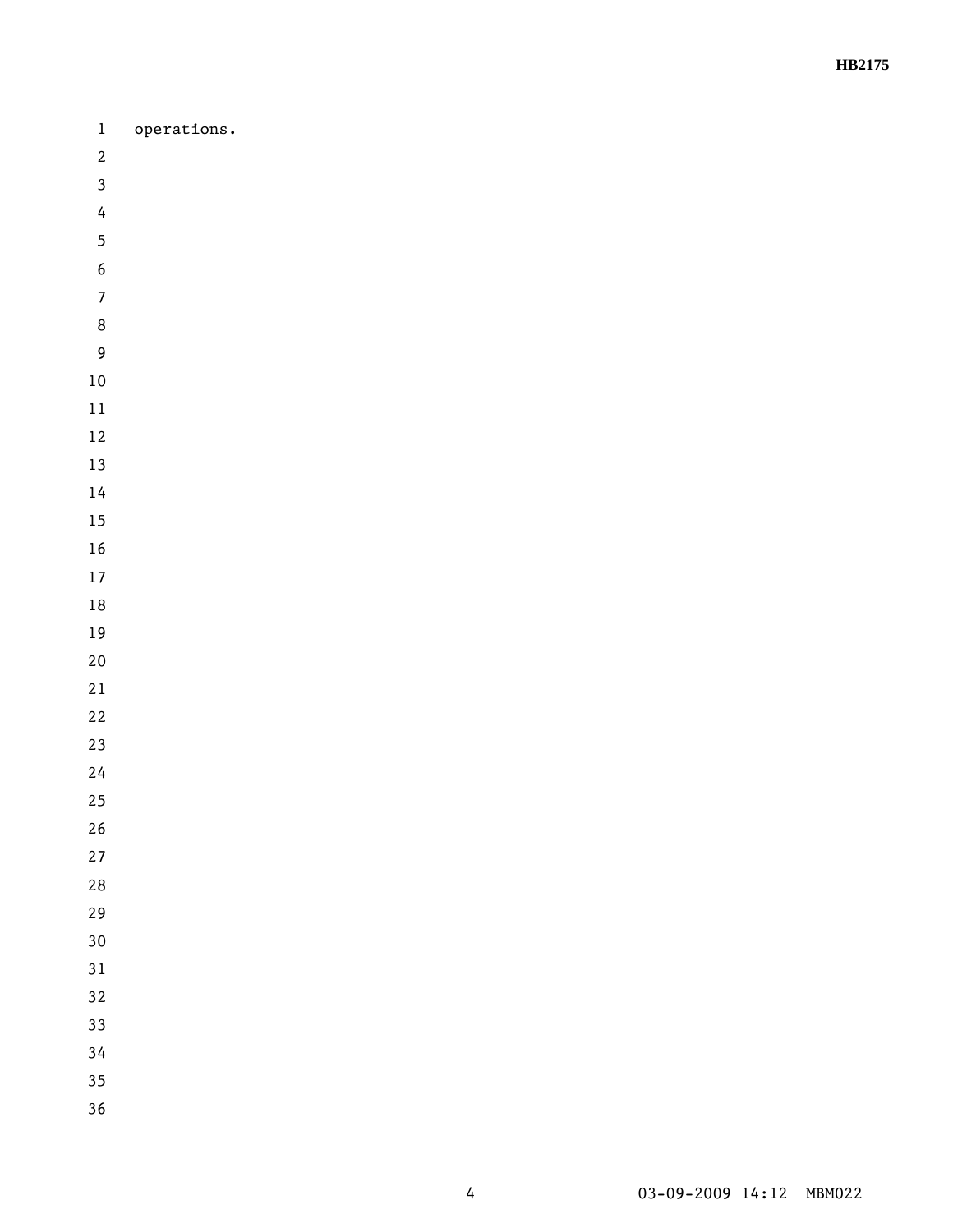operations.